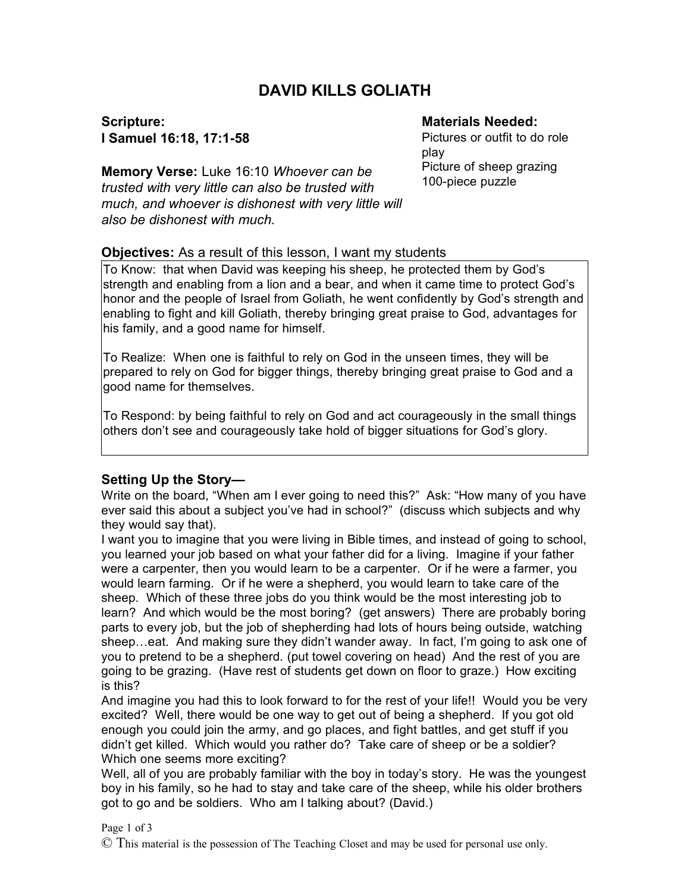# DAVID KILLS GOLIATH

**Scripture:**
**I Samuel 16:18, 17:1-58**

**Memory Verse:** Luke 16:10 *Whoever can be trusted with very little can also be trusted with much, and whoever is dishonest with very little will also be dishonest with much.*

**Materials Needed:**
Pictures or outfit to do role play
Picture of sheep grazing
100-piece puzzle

**Objectives:** As a result of this lesson, I want my students

To Know: that when David was keeping his sheep, he protected them by God's strength and enabling from a lion and a bear, and when it came time to protect God's honor and the people of Israel from Goliath, he went confidently by God's strength and enabling to fight and kill Goliath, thereby bringing great praise to God, advantages for his family, and a good name for himself.

To Realize: When one is faithful to rely on God in the unseen times, they will be prepared to rely on God for bigger things, thereby bringing great praise to God and a good name for themselves.

To Respond: by being faithful to rely on God and act courageously in the small things others don't see and courageously take hold of bigger situations for God's glory.

## Setting Up the Story—

Write on the board, "When am I ever going to need this?" Ask: "How many of you have ever said this about a subject you've had in school?" (discuss which subjects and why they would say that).

I want you to imagine that you were living in Bible times, and instead of going to school, you learned your job based on what your father did for a living. Imagine if your father were a carpenter, then you would learn to be a carpenter. Or if he were a farmer, you would learn farming. Or if he were a shepherd, you would learn to take care of the sheep. Which of these three jobs do you think would be the most interesting job to learn? And which would be the most boring? (get answers) There are probably boring parts to every job, but the job of shepherding had lots of hours being outside, watching sheep…eat. And making sure they didn't wander away. In fact, I'm going to ask one of you to pretend to be a shepherd. (put towel covering on head) And the rest of you are going to be grazing. (Have rest of students get down on floor to graze.) How exciting is this?

And imagine you had this to look forward to for the rest of your life!! Would you be very excited? Well, there would be one way to get out of being a shepherd. If you got old enough you could join the army, and go places, and fight battles, and get stuff if you didn't get killed. Which would you rather do? Take care of sheep or be a soldier? Which one seems more exciting?

Well, all of you are probably familiar with the boy in today's story. He was the youngest boy in his family, so he had to stay and take care of the sheep, while his older brothers got to go and be soldiers. Who am I talking about? (David.)

© This material is the possession of The Teaching Closet and may be used for personal use only.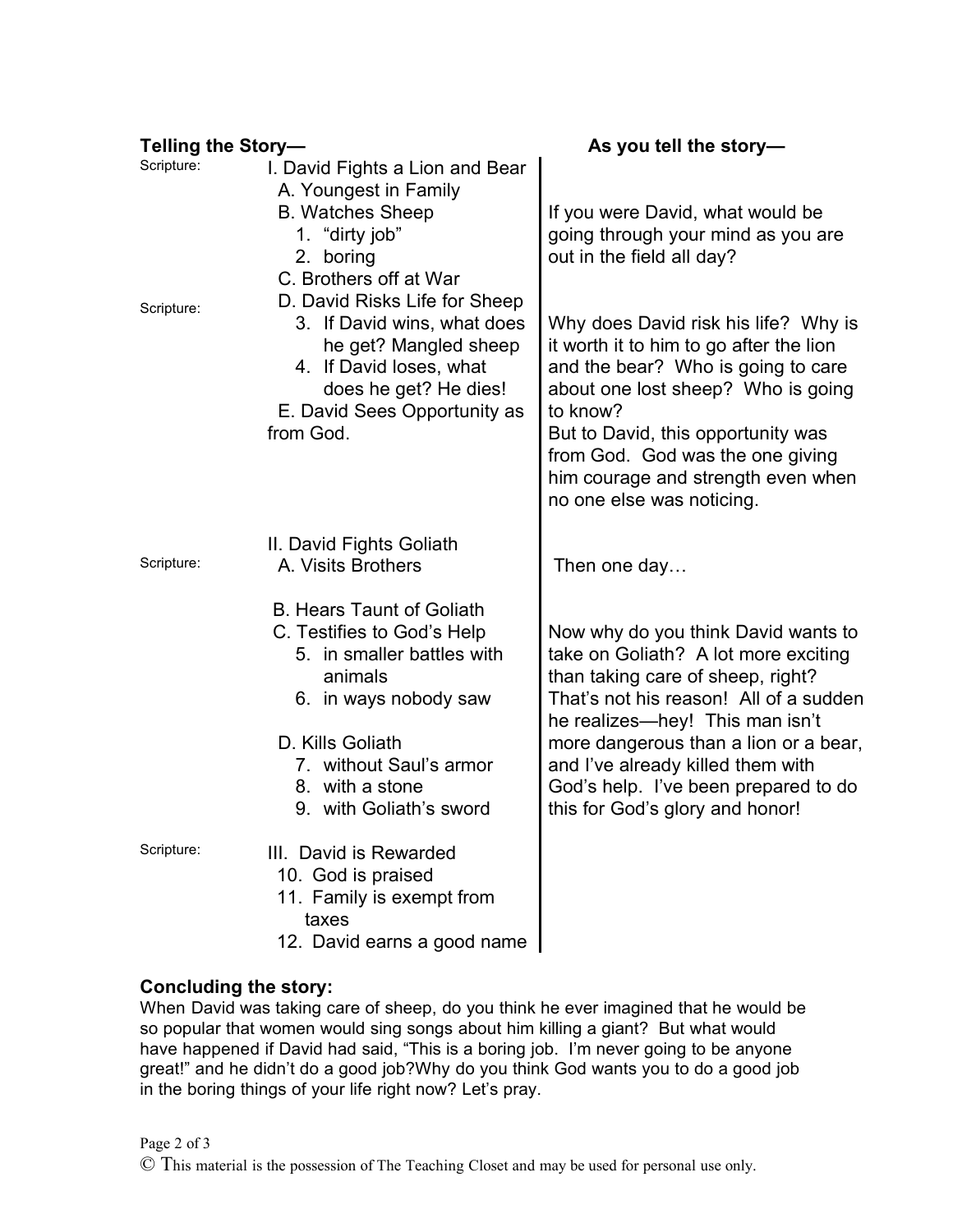| Telling the Story— | | As you tell the story— |
|---|---|---|
| Scripture: | I. David Fights a Lion and Bear<br>A. Youngest in Family<br>B. Watches Sheep<br>1. "dirty job"<br>2. boring<br>C. Brothers off at War | If you were David, what would be going through your mind as you are out in the field all day? |
| Scripture: | D. David Risks Life for Sheep<br>3. If David wins, what does he get? Mangled sheep<br>4. If David loses, what does he get? He dies!<br>E. David Sees Opportunity as from God. | Why does David risk his life? Why is it worth it to him to go after the lion and the bear? Who is going to care about one lost sheep? Who is going to know?<br>But to David, this opportunity was from God. God was the one giving him courage and strength even when no one else was noticing. |
| Scripture: | II. David Fights Goliath<br>A. Visits Brothers | Then one day… |
| | B. Hears Taunt of Goliath<br>C. Testifies to God's Help<br>5. in smaller battles with animals<br>6. in ways nobody saw<br>D. Kills Goliath<br>7. without Saul's armor<br>8. with a stone<br>9. with Goliath's sword | Now why do you think David wants to take on Goliath? A lot more exciting than taking care of sheep, right? That's not his reason! All of a sudden he realizes—hey! This man isn't more dangerous than a lion or a bear, and I've already killed them with God's help. I've been prepared to do this for God's glory and honor! |
| Scripture: | III. David is Rewarded<br>10. God is praised<br>11. Family is exempt from taxes<br>12. David earns a good name | |

**Concluding the story:**

When David was taking care of sheep, do you think he ever imagined that he would be so popular that women would sing songs about him killing a giant? But what would have happened if David had said, "This is a boring job. I'm never going to be anyone great!" and he didn't do a good job?Why do you think God wants you to do a good job in the boring things of your life right now? Let's pray.

© This material is the possession of The Teaching Closet and may be used for personal use only.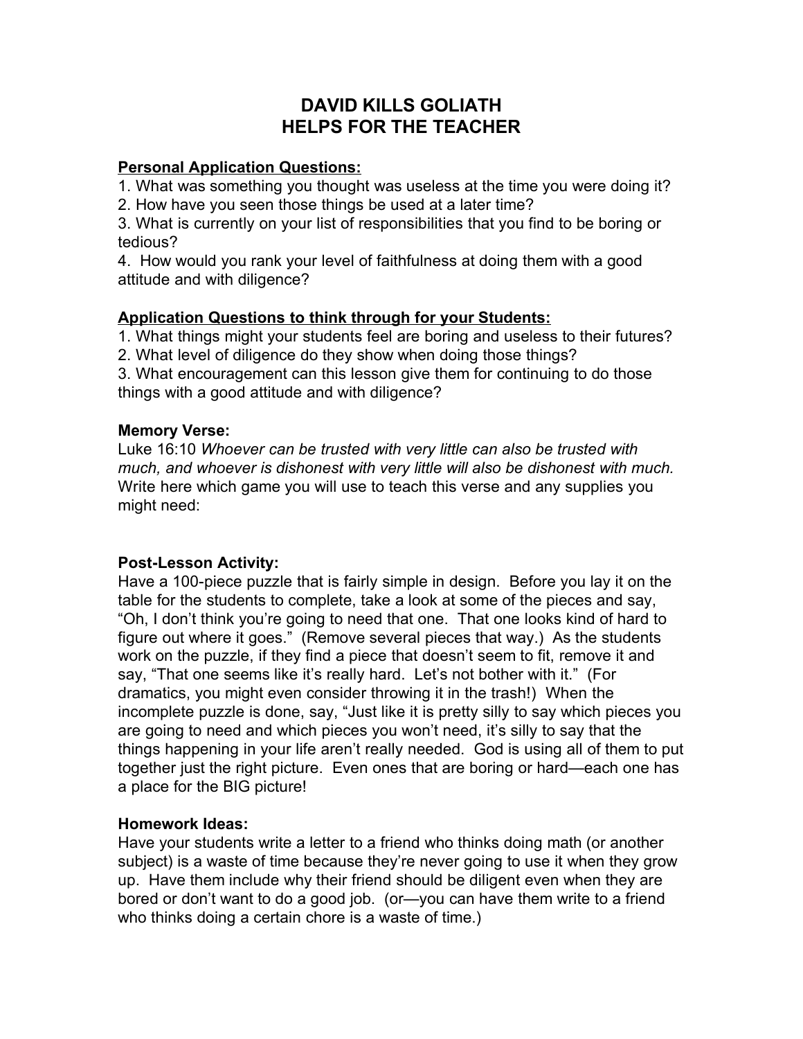# DAVID KILLS GOLIATH
# HELPS FOR THE TEACHER

**Personal Application Questions:**

1. What was something you thought was useless at the time you were doing it?
2. How have you seen those things be used at a later time?
3. What is currently on your list of responsibilities that you find to be boring or tedious?
4. How would you rank your level of faithfulness at doing them with a good attitude and with diligence?

**Application Questions to think through for your Students:**

1. What things might your students feel are boring and useless to their futures?
2. What level of diligence do they show when doing those things?
3. What encouragement can this lesson give them for continuing to do those things with a good attitude and with diligence?

**Memory Verse:**

Luke 16:10 *Whoever can be trusted with very little can also be trusted with much, and whoever is dishonest with very little will also be dishonest with much.*
Write here which game you will use to teach this verse and any supplies you might need:

**Post-Lesson Activity:**

Have a 100-piece puzzle that is fairly simple in design. Before you lay it on the table for the students to complete, take a look at some of the pieces and say, "Oh, I don't think you're going to need that one. That one looks kind of hard to figure out where it goes." (Remove several pieces that way.) As the students work on the puzzle, if they find a piece that doesn't seem to fit, remove it and say, "That one seems like it's really hard. Let's not bother with it." (For dramatics, you might even consider throwing it in the trash!) When the incomplete puzzle is done, say, "Just like it is pretty silly to say which pieces you are going to need and which pieces you won't need, it's silly to say that the things happening in your life aren't really needed. God is using all of them to put together just the right picture. Even ones that are boring or hard—each one has a place for the BIG picture!

**Homework Ideas:**

Have your students write a letter to a friend who thinks doing math (or another subject) is a waste of time because they're never going to use it when they grow up. Have them include why their friend should be diligent even when they are bored or don't want to do a good job. (or—you can have them write to a friend who thinks doing a certain chore is a waste of time.)